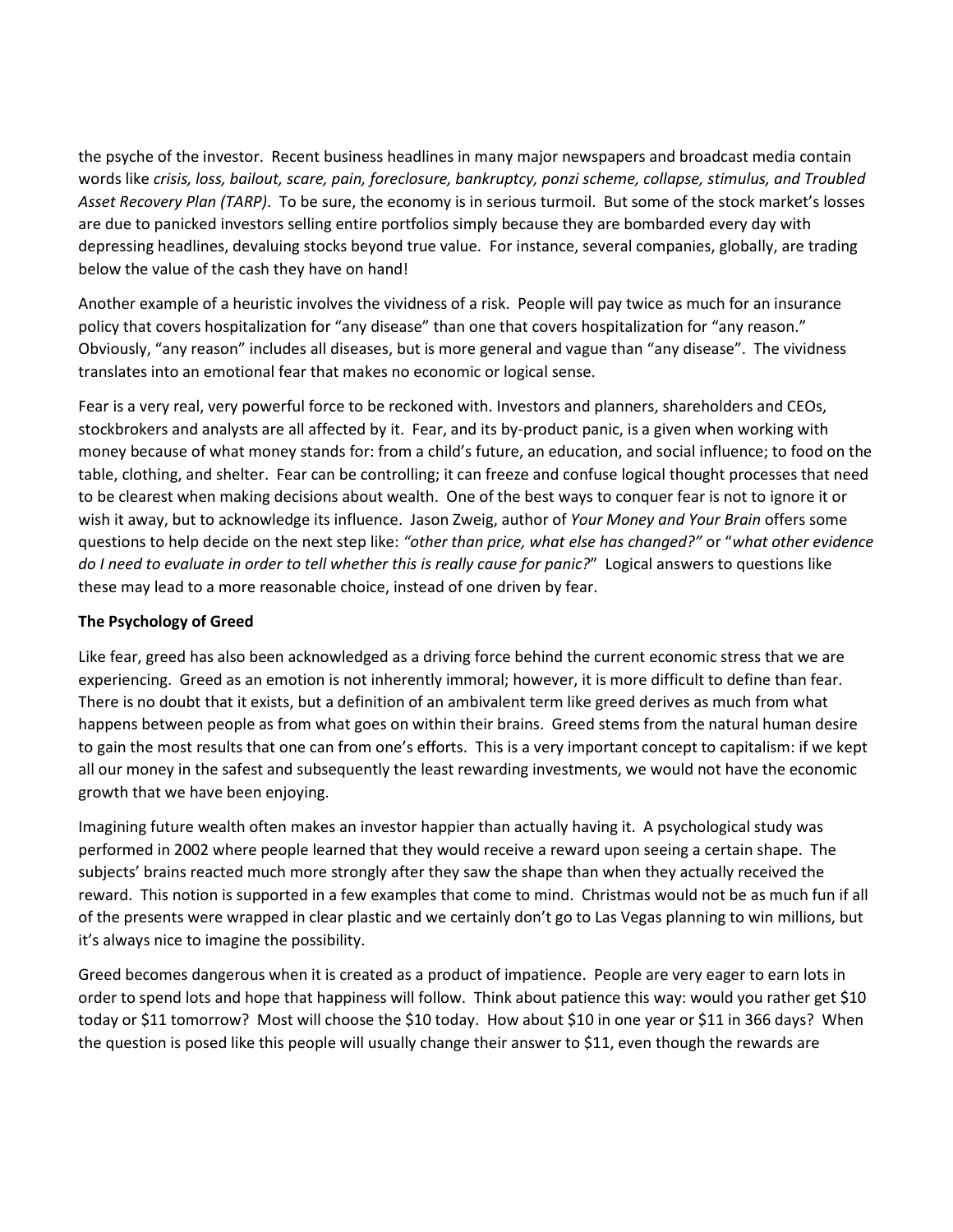the psyche of the investor. Recent business headlines in many major newspapers and broadcast media contain words like *crisis, loss, bailout, scare, pain, foreclosure, bankruptcy, ponzi scheme, collapse, stimulus, and Troubled Asset Recovery Plan (TARP)*. To be sure, the economy is in serious turmoil. But some of the stock market's losses are due to panicked investors selling entire portfolios simply because they are bombarded every day with depressing headlines, devaluing stocks beyond true value. For instance, several companies, globally, are trading below the value of the cash they have on hand!

Another example of a heuristic involves the vividness of a risk. People will pay twice as much for an insurance policy that covers hospitalization for "any disease" than one that covers hospitalization for "any reason." Obviously, "any reason" includes all diseases, but is more general and vague than "any disease". The vividness translates into an emotional fear that makes no economic or logical sense.

Fear is a very real, very powerful force to be reckoned with. Investors and planners, shareholders and CEOs, stockbrokers and analysts are all affected by it. Fear, and its by-product panic, is a given when working with money because of what money stands for: from a child's future, an education, and social influence; to food on the table, clothing, and shelter. Fear can be controlling; it can freeze and confuse logical thought processes that need to be clearest when making decisions about wealth. One of the best ways to conquer fear is not to ignore it or wish it away, but to acknowledge its influence. Jason Zweig, author of *Your Money and Your Brain* offers some questions to help decide on the next step like: *"other than price, what else has changed?"* or "*what other evidence do I need to evaluate in order to tell whether this is really cause for panic?*" Logical answers to questions like these may lead to a more reasonable choice, instead of one driven by fear.

**The Psychology of Greed**

Like fear, greed has also been acknowledged as a driving force behind the current economic stress that we are experiencing. Greed as an emotion is not inherently immoral; however, it is more difficult to define than fear. There is no doubt that it exists, but a definition of an ambivalent term like greed derives as much from what happens between people as from what goes on within their brains. Greed stems from the natural human desire to gain the most results that one can from one's efforts. This is a very important concept to capitalism: if we kept all our money in the safest and subsequently the least rewarding investments, we would not have the economic growth that we have been enjoying.

Imagining future wealth often makes an investor happier than actually having it. A psychological study was performed in 2002 where people learned that they would receive a reward upon seeing a certain shape. The subjects' brains reacted much more strongly after they saw the shape than when they actually received the reward. This notion is supported in a few examples that come to mind. Christmas would not be as much fun if all of the presents were wrapped in clear plastic and we certainly don't go to Las Vegas planning to win millions, but it's always nice to imagine the possibility.

Greed becomes dangerous when it is created as a product of impatience. People are very eager to earn lots in order to spend lots and hope that happiness will follow. Think about patience this way: would you rather get $10 today or $11 tomorrow? Most will choose the $10 today. How about $10 in one year or $11 in 366 days? When the question is posed like this people will usually change their answer to $11, even though the rewards are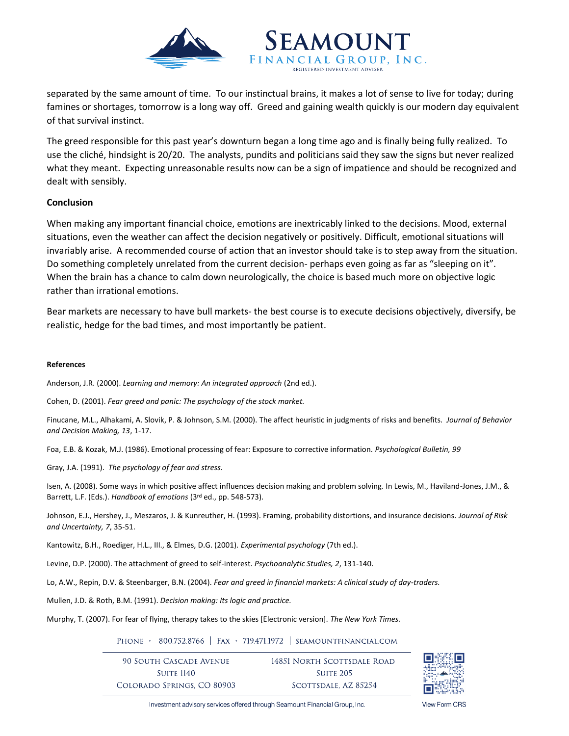separated by the same amount of time. To our instinctual brains, it makes a lot of sense to live for today; during famines or shortages, tomorrow is a long way off. Greed and gaining wealth quickly is our modern day equivalent of that survival instinct.

The greed responsible for this past year's downturn began a long time ago and is finally being fully realized. To use the cliché, hindsight is 20/20. The analysts, pundits and politicians said they saw the signs but never realized what they meant. Expecting unreasonable results now can be a sign of impatience and should be recognized and dealt with sensibly.

### Conclusion

When making any important financial choice, emotions are inextricably linked to the decisions. Mood, external situations, even the weather can affect the decision negatively or positively. Difficult, emotional situations will invariably arise. A recommended course of action that an investor should take is to step away from the situation. Do something completely unrelated from the current decision- perhaps even going as far as "sleeping on it". When the brain has a chance to calm down neurologically, the choice is based much more on objective logic rather than irrational emotions.

Bear markets are necessary to have bull markets- the best course is to execute decisions objectively, diversify, be realistic, hedge for the bad times, and most importantly be patient.

#### References

Anderson, J.R. (2000). *Learning and memory: An integrated approach* (2nd ed.).

Cohen, D. (2001). *Fear greed and panic: The psychology of the stock market.*

Finucane, M.L., Alhakami, A. Slovik, P. & Johnson, S.M. (2000). The affect heuristic in judgments of risks and benefits. *Journal of Behavior and Decision Making, 13*, 1-17.

Foa, E.B. & Kozak, M.J. (1986). Emotional processing of fear: Exposure to corrective information. *Psychological Bulletin, 99*

Gray, J.A. (1991). *The psychology of fear and stress.*

Isen, A. (2008). Some ways in which positive affect influences decision making and problem solving. In Lewis, M., Haviland-Jones, J.M., & Barrett, L.F. (Eds.). *Handbook of emotions* (3rd ed., pp. 548-573).

Johnson, E.J., Hershey, J., Meszaros, J. & Kunreuther, H. (1993). Framing, probability distortions, and insurance decisions. *Journal of Risk and Uncertainty, 7*, 35-51.

Kantowitz, B.H., Roediger, H.L., III., & Elmes, D.G. (2001). *Experimental psychology* (7th ed.).

Levine, D.P. (2000). The attachment of greed to self-interest. *Psychoanalytic Studies, 2*, 131-140.

Lo, A.W., Repin, D.V. & Steenbarger, B.N. (2004). *Fear and greed in financial markets: A clinical study of day-traders.*

Mullen, J.D. & Roth, B.M. (1991). *Decision making: Its logic and practice.*

Murphy, T. (2007). For fear of flying, therapy takes to the skies [Electronic version]. *The New York Times.*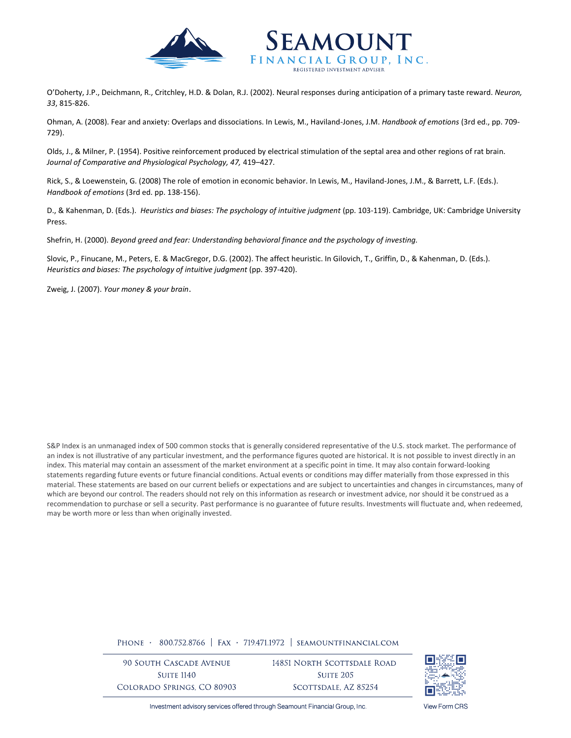O'Doherty, J.P., Deichmann, R., Critchley, H.D. & Dolan, R.J. (2002). Neural responses during anticipation of a primary taste reward. *Neuron, 33*, 815-826.

Ohman, A. (2008). Fear and anxiety: Overlaps and dissociations. In Lewis, M., Haviland-Jones, J.M. *Handbook of emotions* (3rd ed., pp. 709-729).

Olds, J., & Milner, P. (1954). Positive reinforcement produced by electrical stimulation of the septal area and other regions of rat brain. *Journal of Comparative and Physiological Psychology, 47,* 419–427.

Rick, S., & Loewenstein, G. (2008) The role of emotion in economic behavior. In Lewis, M., Haviland-Jones, J.M., & Barrett, L.F. (Eds.). *Handbook of emotions* (3rd ed. pp. 138-156).

D., & Kahenman, D. (Eds.). *Heuristics and biases: The psychology of intuitive judgment* (pp. 103-119). Cambridge, UK: Cambridge University Press.

Shefrin, H. (2000). *Beyond greed and fear: Understanding behavioral finance and the psychology of investing.*

Slovic, P., Finucane, M., Peters, E. & MacGregor, D.G. (2002). The affect heuristic. In Gilovich, T., Griffin, D., & Kahenman, D. (Eds.). *Heuristics and biases: The psychology of intuitive judgment* (pp. 397-420).

Zweig, J. (2007). *Your money & your brain*.

S&P Index is an unmanaged index of 500 common stocks that is generally considered representative of the U.S. stock market. The performance of an index is not illustrative of any particular investment, and the performance figures quoted are historical. It is not possible to invest directly in an index. This material may contain an assessment of the market environment at a specific point in time. It may also contain forward-looking statements regarding future events or future financial conditions. Actual events or conditions may differ materially from those expressed in this material. These statements are based on our current beliefs or expectations and are subject to uncertainties and changes in circumstances, many of which are beyond our control. The readers should not rely on this information as research or investment advice, nor should it be construed as a recommendation to purchase or sell a security. Past performance is no guarantee of future results. Investments will fluctuate and, when redeemed, may be worth more or less than when originally invested.